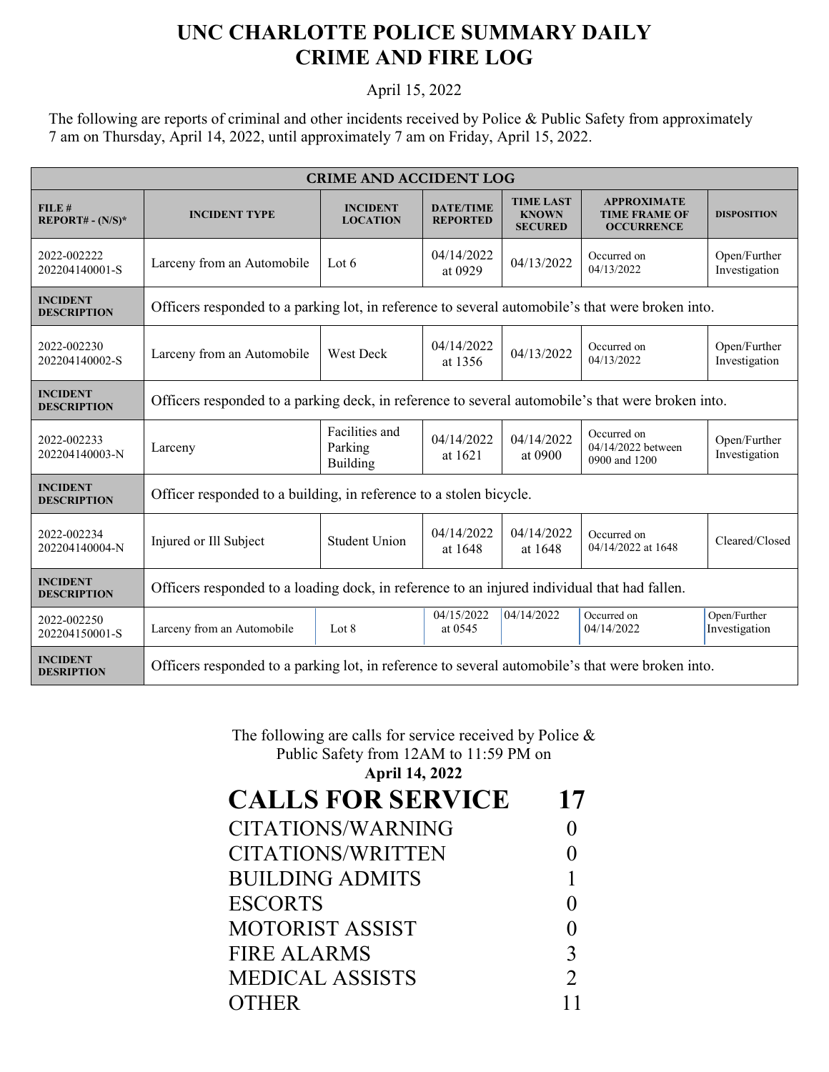# UNC CHARLOTTE POLICE SUMMARY DAILY CRIME AND FIRE LOG

April 15, 2022

The following are reports of criminal and other incidents received by Police & Public Safety from approximately 7 am on Thursday, April 14, 2022, until approximately 7 am on Friday, April 15, 2022.

| CRIME AND ACCIDENT LOG | | | | | | |
|---|---|---|---|---|---|---|
| **FILE # REPORT# - (N/S)*** | **INCIDENT TYPE** | **INCIDENT LOCATION** | **DATE/TIME REPORTED** | **TIME LAST KNOWN SECURED** | **APPROXIMATE TIME FRAME OF OCCURRENCE** | **DISPOSITION** |
| 2022-002222 202204140001-S | Larceny from an Automobile | Lot 6 | 04/14/2022 at 0929 | 04/13/2022 | Occurred on 04/13/2022 | Open/Further Investigation |
| **INCIDENT DESCRIPTION** | Officers responded to a parking lot, in reference to several automobile's that were broken into. | | | | | |
| 2022-002230 202204140002-S | Larceny from an Automobile | West Deck | 04/14/2022 at 1356 | 04/13/2022 | Occurred on 04/13/2022 | Open/Further Investigation |
| **INCIDENT DESCRIPTION** | Officers responded to a parking deck, in reference to several automobile's that were broken into. | | | | | |
| 2022-002233 202204140003-N | Larceny | Facilities and Parking Building | 04/14/2022 at 1621 | 04/14/2022 at 0900 | Occurred on 04/14/2022 between 0900 and 1200 | Open/Further Investigation |
| **INCIDENT DESCRIPTION** | Officer responded to a building, in reference to a stolen bicycle. | | | | | |
| 2022-002234 202204140004-N | Injured or Ill Subject | Student Union | 04/14/2022 at 1648 | 04/14/2022 at 1648 | Occurred on 04/14/2022 at 1648 | Cleared/Closed |
| **INCIDENT DESCRIPTION** | Officers responded to a loading dock, in reference to an injured individual that had fallen. | | | | | |
| 2022-002250 202204150001-S | Larceny from an Automobile | Lot 8 | 04/15/2022 at 0545 | 04/14/2022 | Occurred on 04/14/2022 | Open/Further Investigation |
| **INCIDENT DESRIPTION** | Officers responded to a parking lot, in reference to several automobile's that were broken into. | | | | | |

The following are calls for service received by Police & Public Safety from 12AM to 11:59 PM on

**April 14, 2022**

| **CALLS FOR SERVICE** | **17** |
|---|---|
| CITATIONS/WARNING | 0 |
| CITATIONS/WRITTEN | 0 |
| BUILDING ADMITS | 1 |
| ESCORTS | 0 |
| MOTORIST ASSIST | 0 |
| FIRE ALARMS | 3 |
| MEDICAL ASSISTS | 2 |
| OTHER | 11 |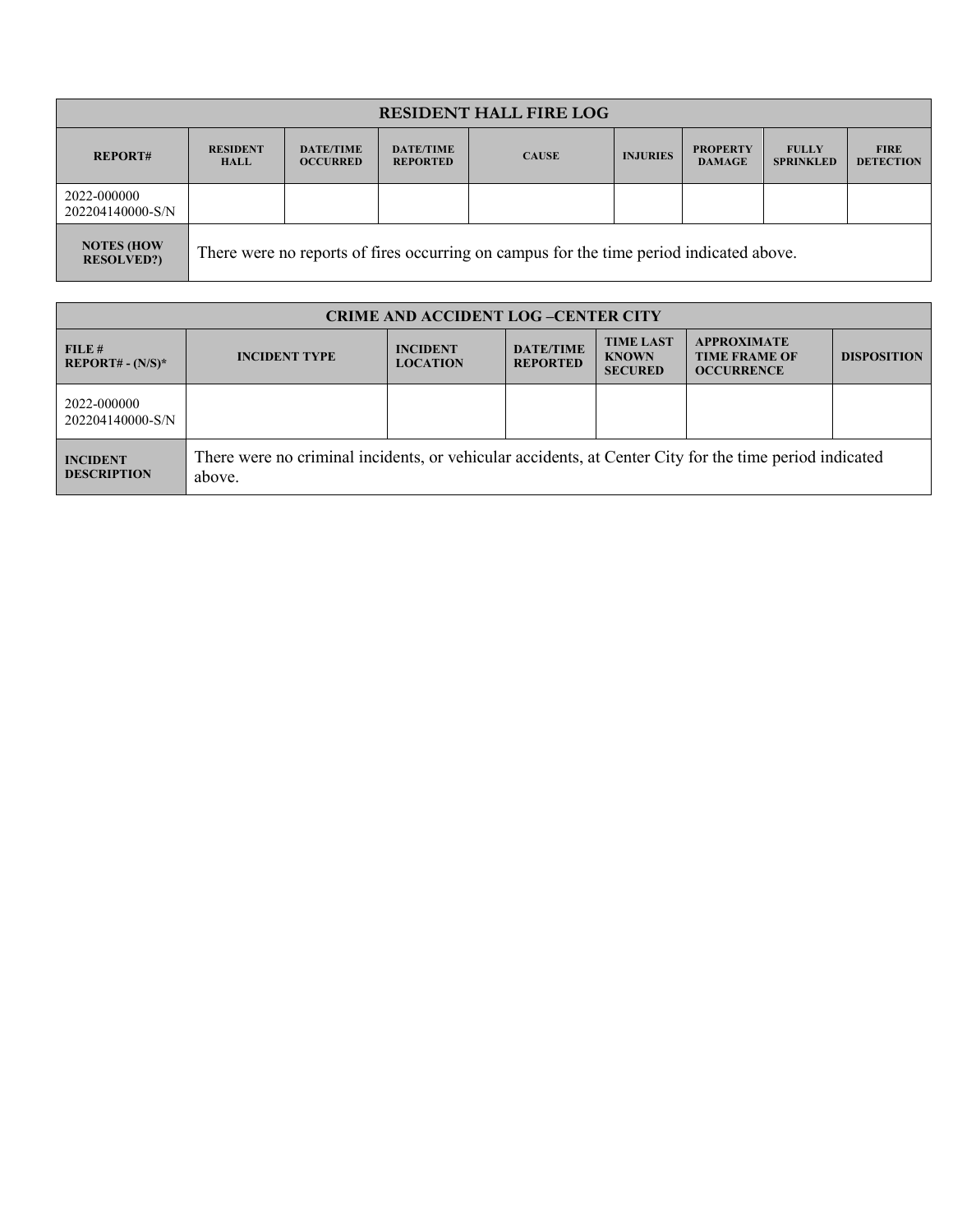| RESIDENT HALL FIRE LOG | | | | | | | | |
|---|---|---|---|---|---|---|---|---|
| **REPORT#** | **RESIDENT HALL** | **DATE/TIME OCCURRED** | **DATE/TIME REPORTED** | **CAUSE** | **INJURIES** | **PROPERTY DAMAGE** | **FULLY SPRINKLED** | **FIRE DETECTION** |
| 2022-000000 202204140000-S/N | | | | | | | | |
| **NOTES (HOW RESOLVED?)** | There were no reports of fires occurring on campus for the time period indicated above. | | | | | | | |

| CRIME AND ACCIDENT LOG –CENTER CITY | | | | | | |
|---|---|---|---|---|---|---|
| **FILE # REPORT# - (N/S)*** | **INCIDENT TYPE** | **INCIDENT LOCATION** | **DATE/TIME REPORTED** | **TIME LAST KNOWN SECURED** | **APPROXIMATE TIME FRAME OF OCCURRENCE** | **DISPOSITION** |
| 2022-000000 202204140000-S/N | | | | | | |
| **INCIDENT DESCRIPTION** | There were no criminal incidents, or vehicular accidents, at Center City for the time period indicated above. | | | | | |